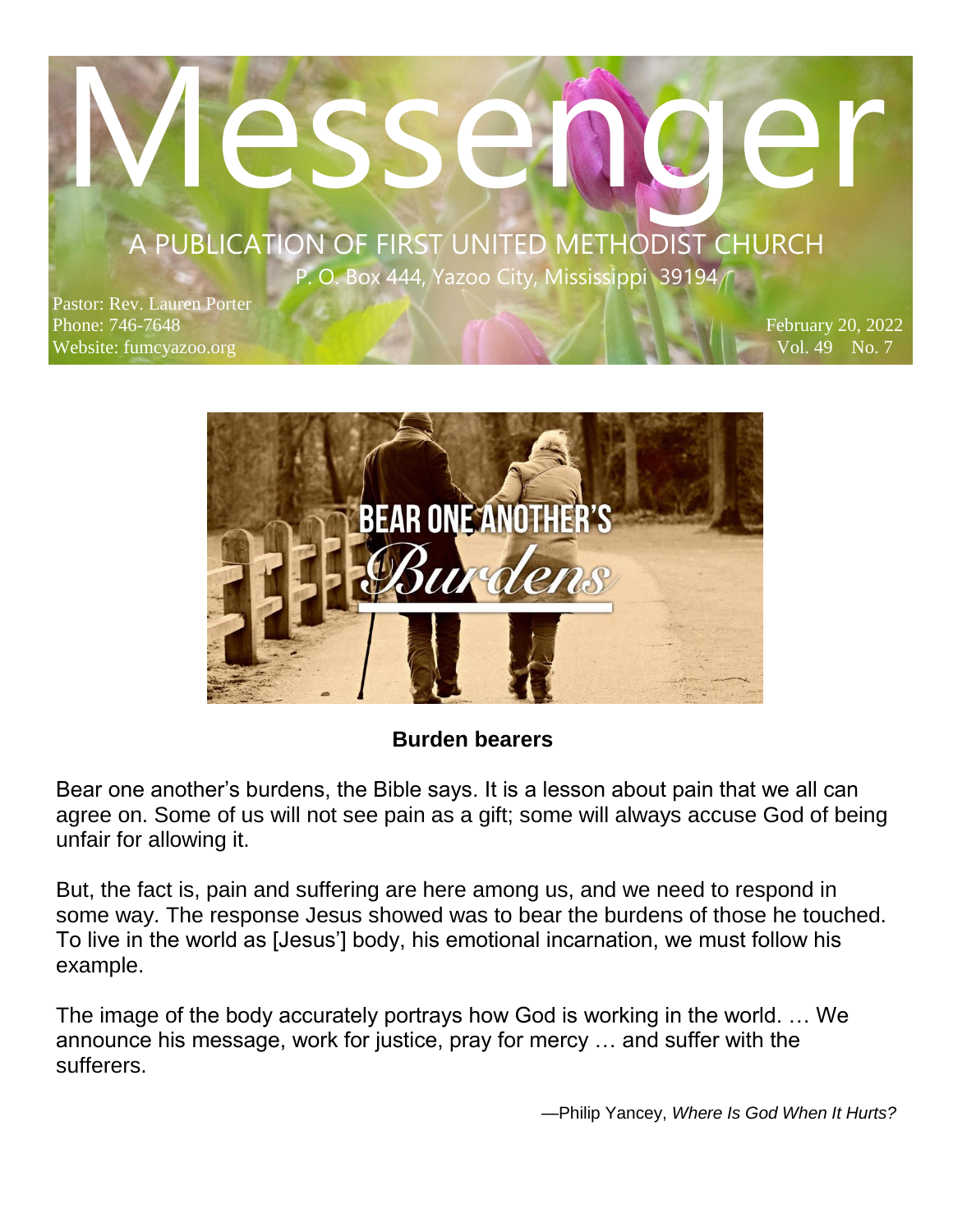# Messenger

A PUBLICATION OF FIRST UNITED METHODIST CHURCH

P. O. Box 444, Yazoo City, Mississippi 39194

Pastor: Rev. Lauren Porter
Phone: 746-7648
Website: fumcyazoo.org

February 20, 2022
Vol. 49 No. 7

BEAR ONE ANOTHER'S *Burdens*

**Burden bearers**

Bear one another's burdens, the Bible says. It is a lesson about pain that we all can agree on. Some of us will not see pain as a gift; some will always accuse God of being unfair for allowing it.

But, the fact is, pain and suffering are here among us, and we need to respond in some way. The response Jesus showed was to bear the burdens of those he touched. To live in the world as [Jesus'] body, his emotional incarnation, we must follow his example.

The image of the body accurately portrays how God is working in the world. … We announce his message, work for justice, pray for mercy … and suffer with the sufferers.

—Philip Yancey, *Where Is God When It Hurts?*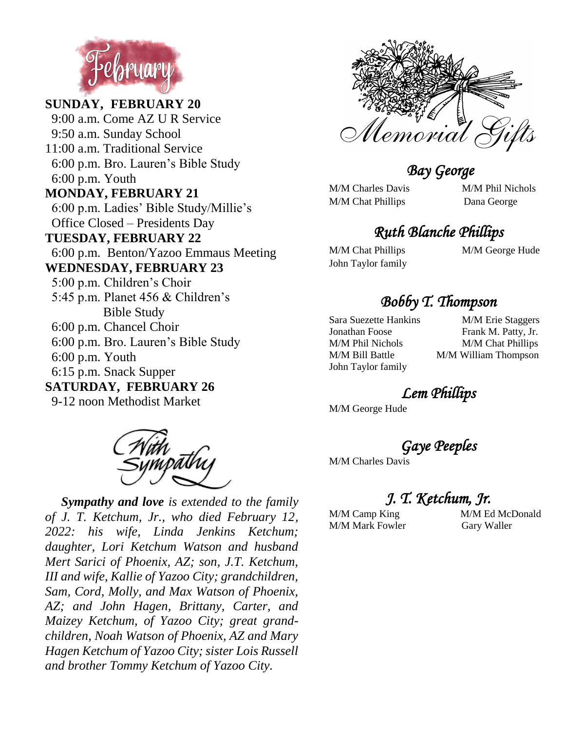# February

**SUNDAY, FEBRUARY 20**

9:00 a.m. Come AZ U R Service
9:50 a.m. Sunday School
11:00 a.m. Traditional Service
6:00 p.m. Bro. Lauren's Bible Study
6:00 p.m. Youth

**MONDAY, FEBRUARY 21**

6:00 p.m. Ladies' Bible Study/Millie's
Office Closed – Presidents Day

**TUESDAY, FEBRUARY 22**

6:00 p.m. Benton/Yazoo Emmaus Meeting

**WEDNESDAY, FEBRUARY 23**

5:00 p.m. Children's Choir
5:45 p.m. Planet 456 & Children's Bible Study
6:00 p.m. Chancel Choir
6:00 p.m. Bro. Lauren's Bible Study
6:00 p.m. Youth
6:15 p.m. Snack Supper

**SATURDAY, FEBRUARY 26**

9-12 noon Methodist Market

## With Sympathy

***Sympathy and love*** *is extended to the family of J. T. Ketchum, Jr., who died February 12, 2022: his wife, Linda Jenkins Ketchum; daughter, Lori Ketchum Watson and husband Mert Sarici of Phoenix, AZ; son, J.T. Ketchum, III and wife, Kallie of Yazoo City; grandchildren, Sam, Cord, Molly, and Max Watson of Phoenix, AZ; and John Hagen, Brittany, Carter, and Maizey Ketchum, of Yazoo City; great grand-children, Noah Watson of Phoenix, AZ and Mary Hagen Ketchum of Yazoo City; sister Lois Russell and brother Tommy Ketchum of Yazoo City.*

## Memorial Gifts

### *Bay George*

M/M Charles Davis
M/M Phil Nichols
M/M Chat Phillips
Dana George

### *Ruth Blanche Phillips*

M/M Chat Phillips
M/M George Hude
John Taylor family

### *Bobby T. Thompson*

Sara Suezette Hankins
M/M Erie Staggers
Jonathan Foose
Frank M. Patty, Jr.
M/M Phil Nichols
M/M Chat Phillips
M/M Bill Battle
M/M William Thompson
John Taylor family

### *Lem Phillips*

M/M George Hude

### *Gaye Peeples*

M/M Charles Davis

### *J. T. Ketchum, Jr.*

M/M Camp King
M/M Ed McDonald
M/M Mark Fowler
Gary Waller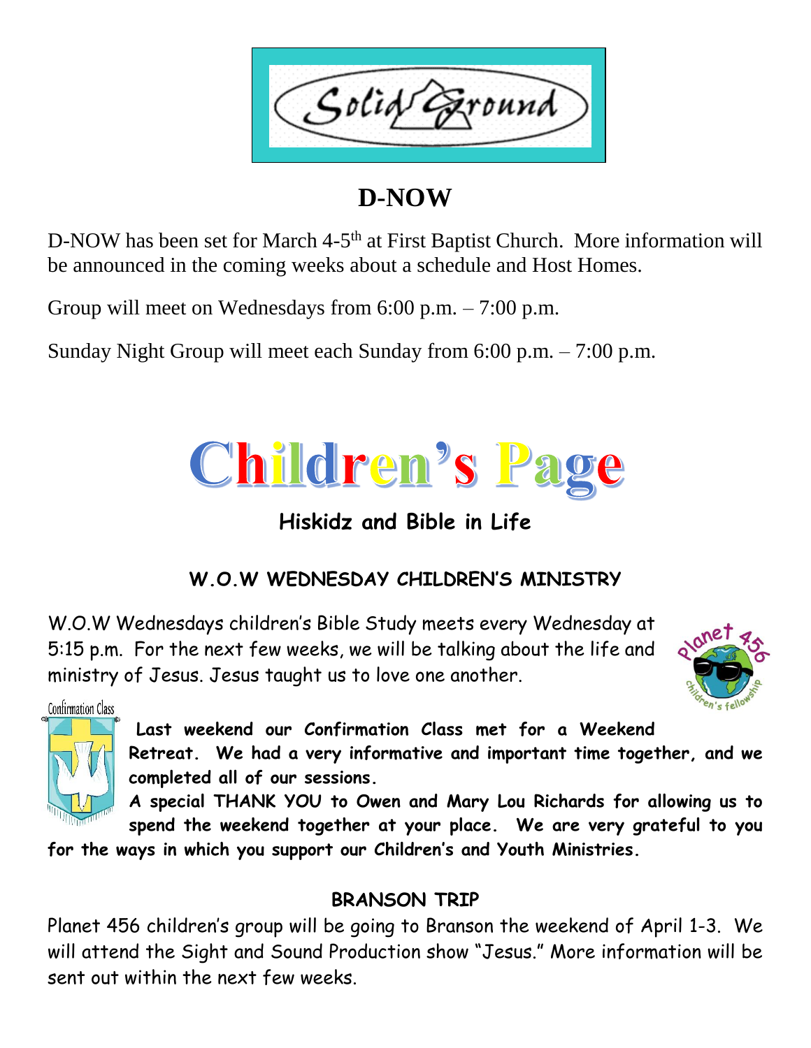# Solid Ground

## D-NOW

D-NOW has been set for March 4-5th at First Baptist Church. More information will be announced in the coming weeks about a schedule and Host Homes.

Group will meet on Wednesdays from 6:00 p.m. – 7:00 p.m.

Sunday Night Group will meet each Sunday from 6:00 p.m. – 7:00 p.m.

# Children's Page

## Hiskidz and Bible in Life

### W.O.W WEDNESDAY CHILDREN'S MINISTRY

W.O.W Wednesdays children's Bible Study meets every Wednesday at 5:15 p.m. For the next few weeks, we will be talking about the life and ministry of Jesus. Jesus taught us to love one another.

Confirmation Class

**Last weekend our Confirmation Class met for a Weekend Retreat. We had a very informative and important time together, and we completed all of our sessions.**

**A special THANK YOU to Owen and Mary Lou Richards for allowing us to spend the weekend together at your place. We are very grateful to you for the ways in which you support our Children's and Youth Ministries.**

### BRANSON TRIP

Planet 456 children's group will be going to Branson the weekend of April 1-3. We will attend the Sight and Sound Production show "Jesus." More information will be sent out within the next few weeks.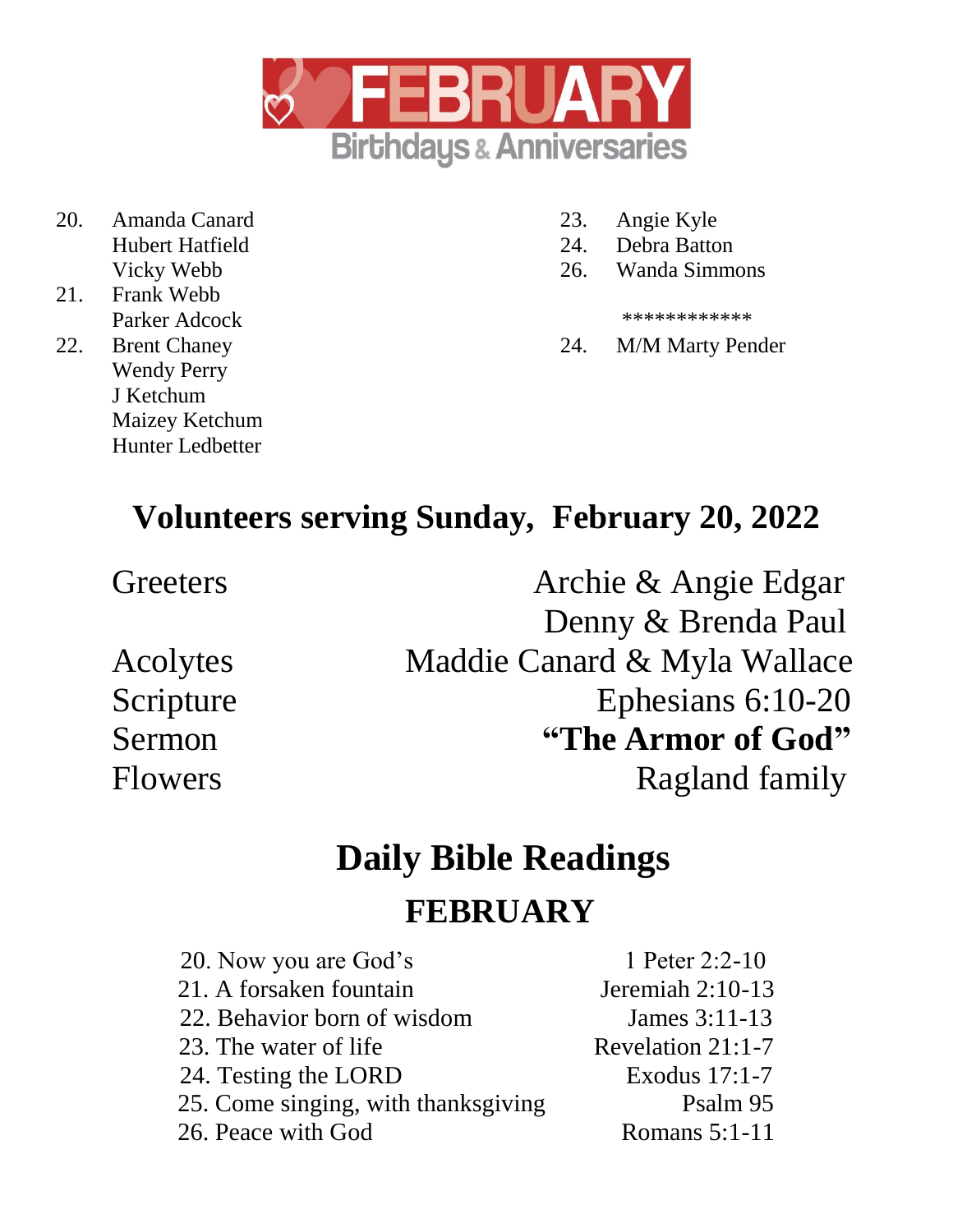# FEBRUARY

## Birthdays & Anniversaries

20. Amanda Canard
    Hubert Hatfield
    Vicky Webb
21. Frank Webb
    Parker Adcock
22. Brent Chaney
    Wendy Perry
    J Ketchum
    Maizey Ketchum
    Hunter Ledbetter
23. Angie Kyle
24. Debra Batton
26. Wanda Simmons

************

24. M/M Marty Pender

## Volunteers serving Sunday, February 20, 2022

| | |
|---|---|
| Greeters | Archie & Angie Edgar |
| | Denny & Brenda Paul |
| Acolytes | Maddie Canard & Myla Wallace |
| Scripture | Ephesians 6:10-20 |
| Sermon | **"The Armor of God"** |
| Flowers | Ragland family |

## Daily Bible Readings

## FEBRUARY

| | |
|---|---|
| 20. Now you are God's | 1 Peter 2:2-10 |
| 21. A forsaken fountain | Jeremiah 2:10-13 |
| 22. Behavior born of wisdom | James 3:11-13 |
| 23. The water of life | Revelation 21:1-7 |
| 24. Testing the LORD | Exodus 17:1-7 |
| 25. Come singing, with thanksgiving | Psalm 95 |
| 26. Peace with God | Romans 5:1-11 |